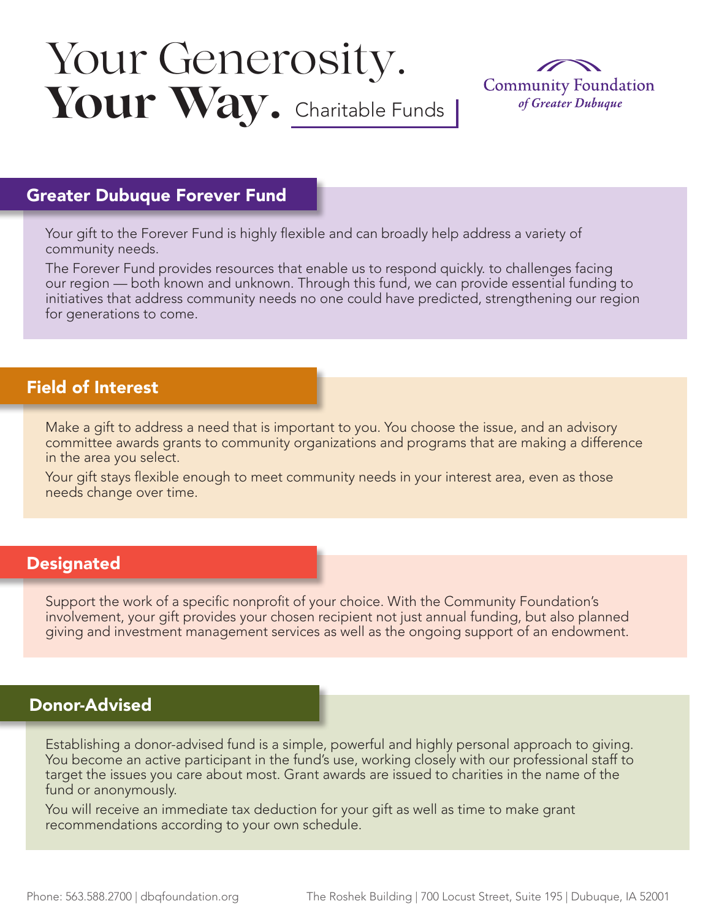# Your Generosity. **Your Way.** Charitable Funds

Community Foundation *of Greater Dubuque*

## Greater Dubuque Forever Fund

Your gift to the Forever Fund is highly flexible and can broadly help address a variety of community needs.

The Forever Fund provides resources that enable us to respond quickly. to challenges facing our region — both known and unknown. Through this fund, we can provide essential funding to initiatives that address community needs no one could have predicted, strengthening our region for generations to come.

## Field of Interest

Make a gift to address a need that is important to you. You choose the issue, and an advisory committee awards grants to community organizations and programs that are making a difference in the area you select.

Your gift stays flexible enough to meet community needs in your interest area, even as those needs change over time.

## Designated

Support the work of a specific nonprofit of your choice. With the Community Foundation's involvement, your gift provides your chosen recipient not just annual funding, but also planned giving and investment management services as well as the ongoing support of an endowment.

## Donor-Advised

Establishing a donor-advised fund is a simple, powerful and highly personal approach to giving. You become an active participant in the fund's use, working closely with our professional staff to target the issues you care about most. Grant awards are issued to charities in the name of the fund or anonymously.

You will receive an immediate tax deduction for your gift as well as time to make grant recommendations according to your own schedule.

Phone: 563.588.2700 | dbqfoundation.org    The Roshek Building | 700 Locust Street, Suite 195 | Dubuque, IA 52001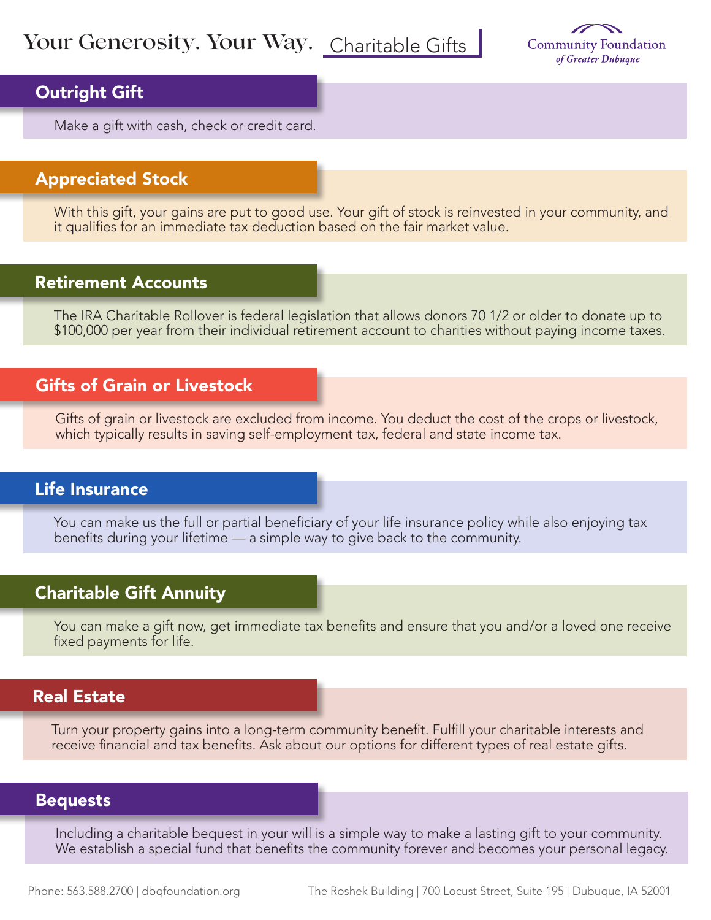# Your Generosity. Your Way. Charitable Gifts

Community Foundation *of Greater Dubuque*

## Outright Gift

Make a gift with cash, check or credit card.

## Appreciated Stock

With this gift, your gains are put to good use. Your gift of stock is reinvested in your community, and it qualifies for an immediate tax deduction based on the fair market value.

## Retirement Accounts

The IRA Charitable Rollover is federal legislation that allows donors 70 1/2 or older to donate up to $100,000 per year from their individual retirement account to charities without paying income taxes.

## Gifts of Grain or Livestock

Gifts of grain or livestock are excluded from income. You deduct the cost of the crops or livestock, which typically results in saving self-employment tax, federal and state income tax.

## Life Insurance

You can make us the full or partial beneficiary of your life insurance policy while also enjoying tax benefits during your lifetime — a simple way to give back to the community.

## Charitable Gift Annuity

You can make a gift now, get immediate tax benefits and ensure that you and/or a loved one receive fixed payments for life.

## Real Estate

Turn your property gains into a long-term community benefit. Fulfill your charitable interests and receive financial and tax benefits. Ask about our options for different types of real estate gifts.

## Bequests

Including a charitable bequest in your will is a simple way to make a lasting gift to your community. We establish a special fund that benefits the community forever and becomes your personal legacy.

Phone: 563.588.2700 | dbqfoundation.org

The Roshek Building | 700 Locust Street, Suite 195 | Dubuque, IA 52001